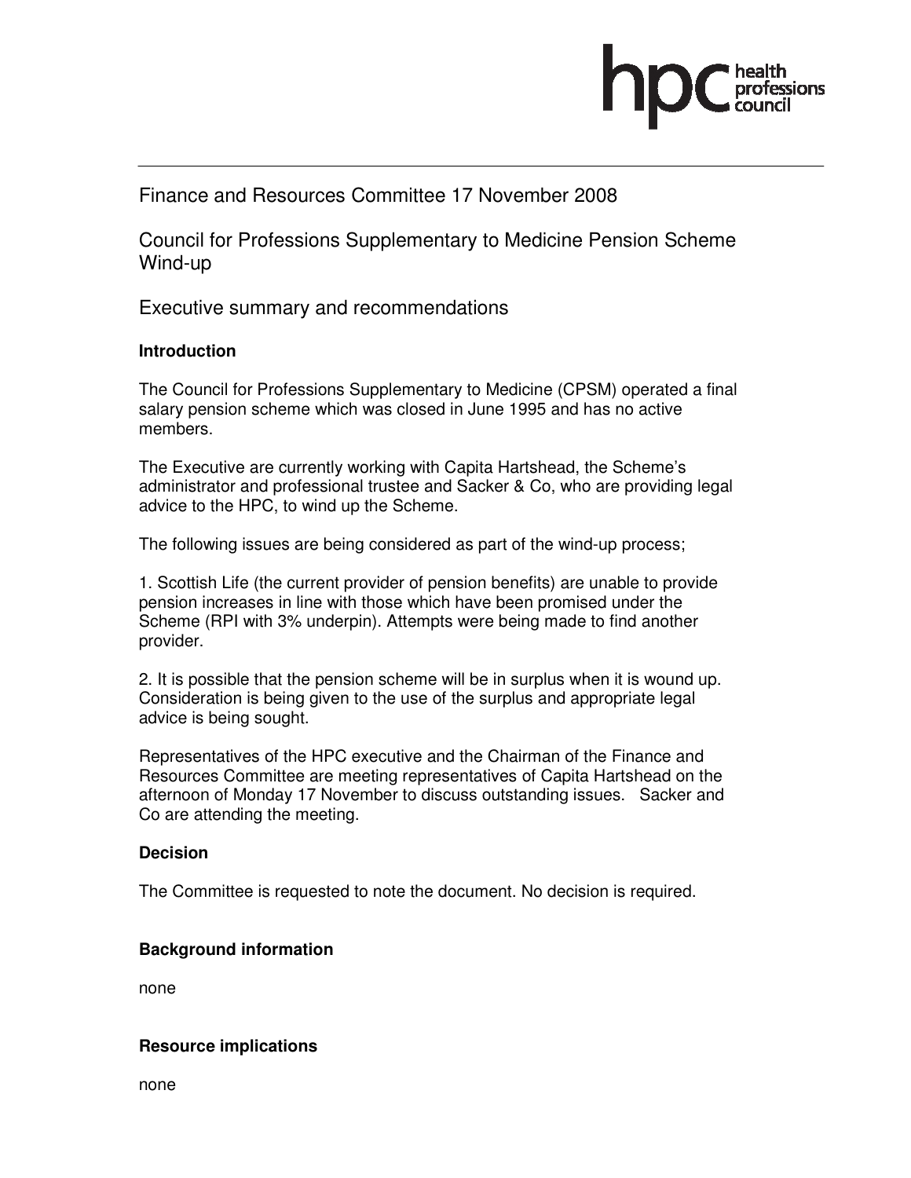Finance and Resources Committee 17 November 2008

Council for Professions Supplementary to Medicine Pension Scheme Wind-up

Executive summary and recommendations

**Introduction**

The Council for Professions Supplementary to Medicine (CPSM) operated a final salary pension scheme which was closed in June 1995 and has no active members.

The Executive are currently working with Capita Hartshead, the Scheme's administrator and professional trustee and Sacker & Co, who are providing legal advice to the HPC, to wind up the Scheme.

The following issues are being considered as part of the wind-up process;

1. Scottish Life (the current provider of pension benefits) are unable to provide pension increases in line with those which have been promised under the Scheme (RPI with 3% underpin). Attempts were being made to find another provider.

2. It is possible that the pension scheme will be in surplus when it is wound up. Consideration is being given to the use of the surplus and appropriate legal advice is being sought.

Representatives of the HPC executive and the Chairman of the Finance and Resources Committee are meeting representatives of Capita Hartshead on the afternoon of Monday 17 November to discuss outstanding issues. Sacker and Co are attending the meeting.

**Decision**

The Committee is requested to note the document. No decision is required.

**Background information**

none

**Resource implications**

none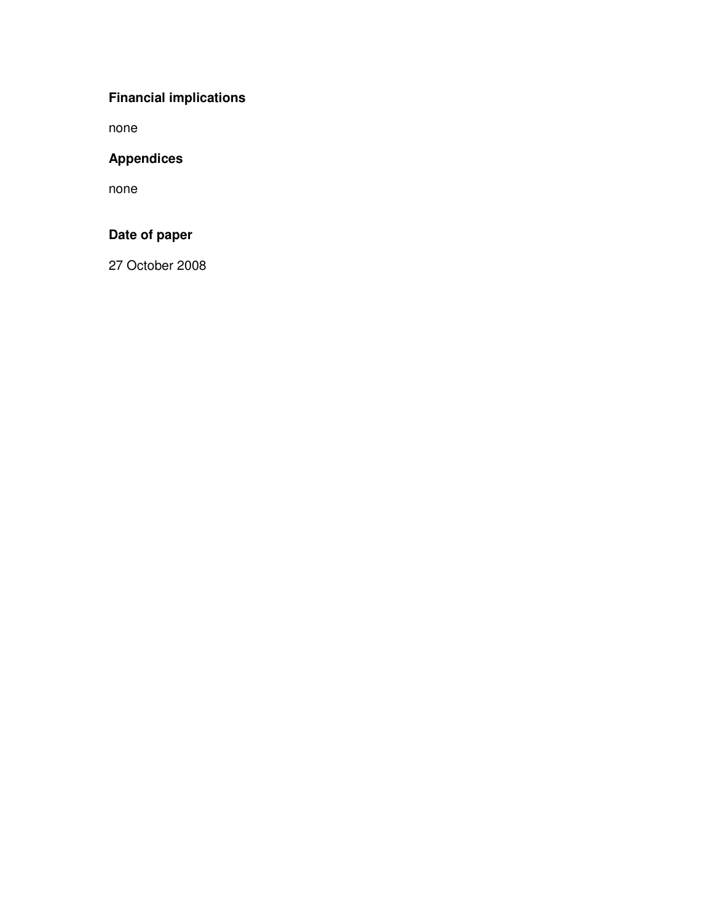**Financial implications**

none

**Appendices**

none

**Date of paper**

27 October 2008